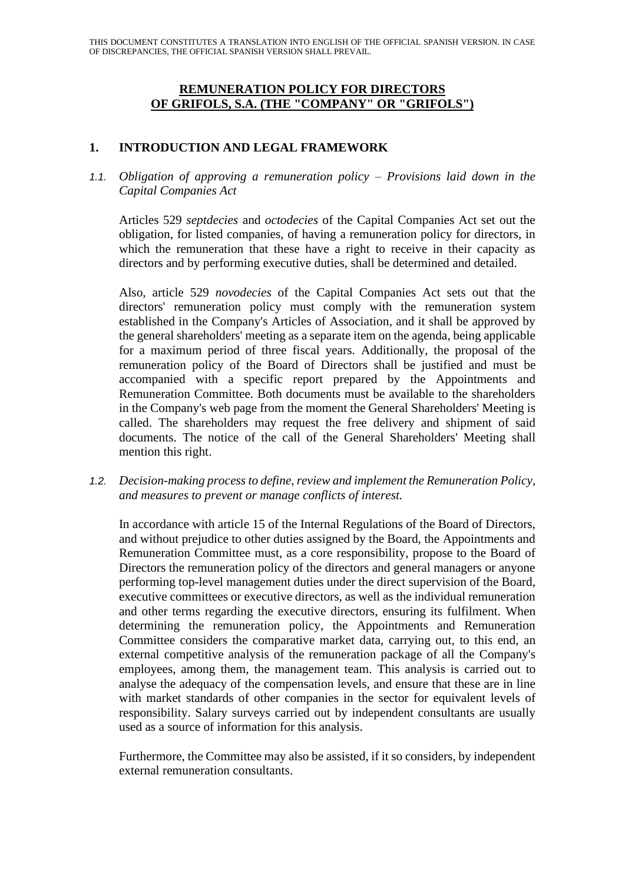THIS DOCUMENT CONSTITUTES A TRANSLATION INTO ENGLISH OF THE OFFICIAL SPANISH VERSION. IN CASE OF DISCREPANCIES, THE OFFICIAL SPANISH VERSION SHALL PREVAIL.

# REMUNERATION POLICY FOR DIRECTORS OF GRIFOLS, S.A. (THE "COMPANY" OR "GRIFOLS")

## 1. INTRODUCTION AND LEGAL FRAMEWORK

### *1.1. Obligation of approving a remuneration policy – Provisions laid down in the Capital Companies Act*

Articles 529 *septdecies* and *octodecies* of the Capital Companies Act set out the obligation, for listed companies, of having a remuneration policy for directors, in which the remuneration that these have a right to receive in their capacity as directors and by performing executive duties, shall be determined and detailed.

Also, article 529 *novodecies* of the Capital Companies Act sets out that the directors' remuneration policy must comply with the remuneration system established in the Company's Articles of Association, and it shall be approved by the general shareholders' meeting as a separate item on the agenda, being applicable for a maximum period of three fiscal years. Additionally, the proposal of the remuneration policy of the Board of Directors shall be justified and must be accompanied with a specific report prepared by the Appointments and Remuneration Committee. Both documents must be available to the shareholders in the Company's web page from the moment the General Shareholders' Meeting is called. The shareholders may request the free delivery and shipment of said documents. The notice of the call of the General Shareholders' Meeting shall mention this right.

### *1.2. Decision-making process to define, review and implement the Remuneration Policy, and measures to prevent or manage conflicts of interest.*

In accordance with article 15 of the Internal Regulations of the Board of Directors, and without prejudice to other duties assigned by the Board, the Appointments and Remuneration Committee must, as a core responsibility, propose to the Board of Directors the remuneration policy of the directors and general managers or anyone performing top-level management duties under the direct supervision of the Board, executive committees or executive directors, as well as the individual remuneration and other terms regarding the executive directors, ensuring its fulfilment. When determining the remuneration policy, the Appointments and Remuneration Committee considers the comparative market data, carrying out, to this end, an external competitive analysis of the remuneration package of all the Company's employees, among them, the management team. This analysis is carried out to analyse the adequacy of the compensation levels, and ensure that these are in line with market standards of other companies in the sector for equivalent levels of responsibility. Salary surveys carried out by independent consultants are usually used as a source of information for this analysis.

Furthermore, the Committee may also be assisted, if it so considers, by independent external remuneration consultants.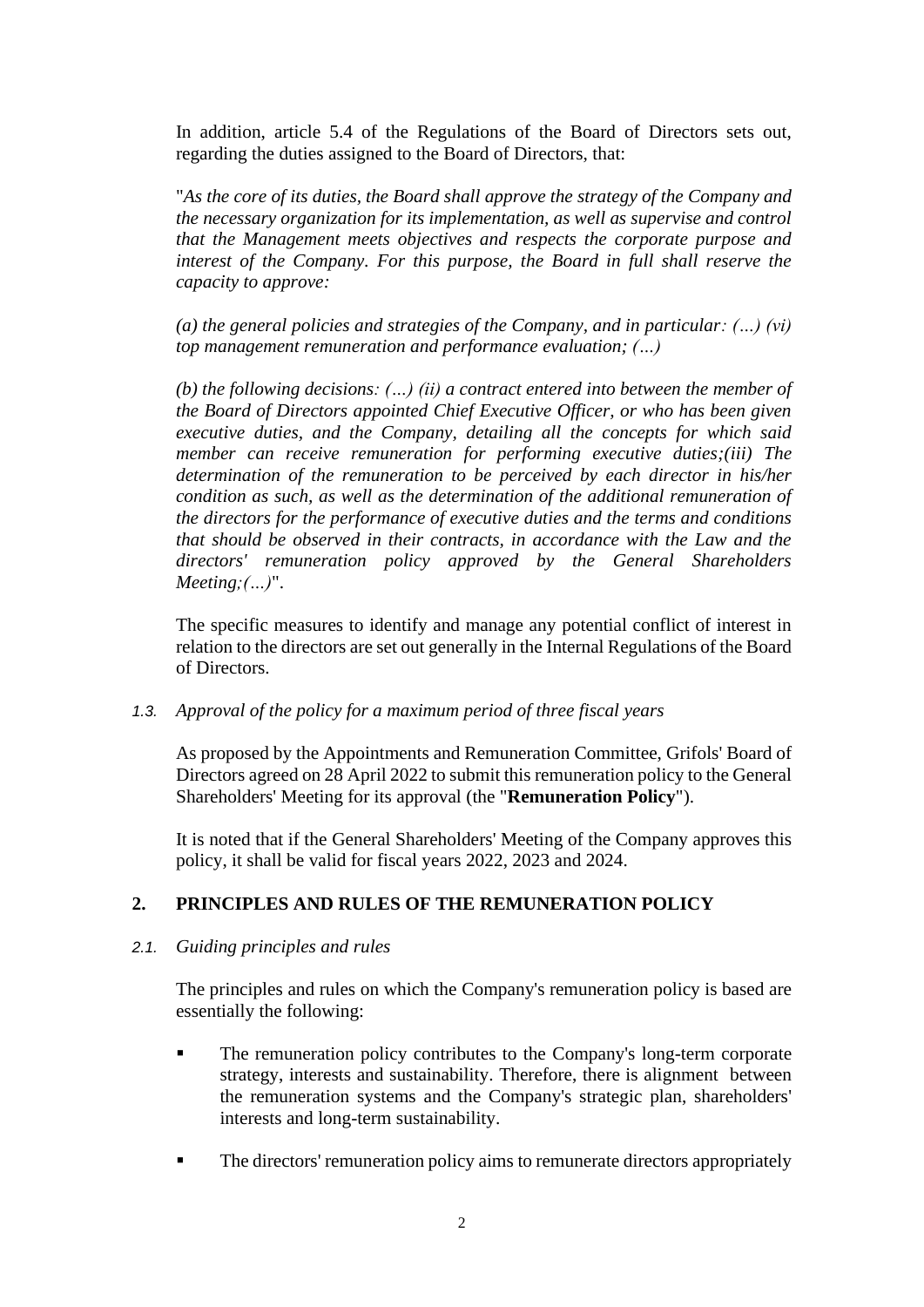In addition, article 5.4 of the Regulations of the Board of Directors sets out, regarding the duties assigned to the Board of Directors, that:

"*As the core of its duties, the Board shall approve the strategy of the Company and the necessary organization for its implementation, as well as supervise and control that the Management meets objectives and respects the corporate purpose and interest of the Company. For this purpose, the Board in full shall reserve the capacity to approve:*

*(a) the general policies and strategies of the Company, and in particular: (…) (vi) top management remuneration and performance evaluation; (…)*

*(b) the following decisions: (…) (ii) a contract entered into between the member of the Board of Directors appointed Chief Executive Officer, or who has been given executive duties, and the Company, detailing all the concepts for which said member can receive remuneration for performing executive duties;(iii) The determination of the remuneration to be perceived by each director in his/her condition as such, as well as the determination of the additional remuneration of the directors for the performance of executive duties and the terms and conditions that should be observed in their contracts, in accordance with the Law and the directors' remuneration policy approved by the General Shareholders Meeting;(…)*".

The specific measures to identify and manage any potential conflict of interest in relation to the directors are set out generally in the Internal Regulations of the Board of Directors.

### *1.3. Approval of the policy for a maximum period of three fiscal years*

As proposed by the Appointments and Remuneration Committee, Grifols' Board of Directors agreed on 28 April 2022 to submit this remuneration policy to the General Shareholders' Meeting for its approval (the "**Remuneration Policy**").

It is noted that if the General Shareholders' Meeting of the Company approves this policy, it shall be valid for fiscal years 2022, 2023 and 2024.

## 2. PRINCIPLES AND RULES OF THE REMUNERATION POLICY

### *2.1. Guiding principles and rules*

The principles and rules on which the Company's remuneration policy is based are essentially the following:

- The remuneration policy contributes to the Company's long-term corporate strategy, interests and sustainability. Therefore, there is alignment between the remuneration systems and the Company's strategic plan, shareholders' interests and long-term sustainability.

- The directors' remuneration policy aims to remunerate directors appropriately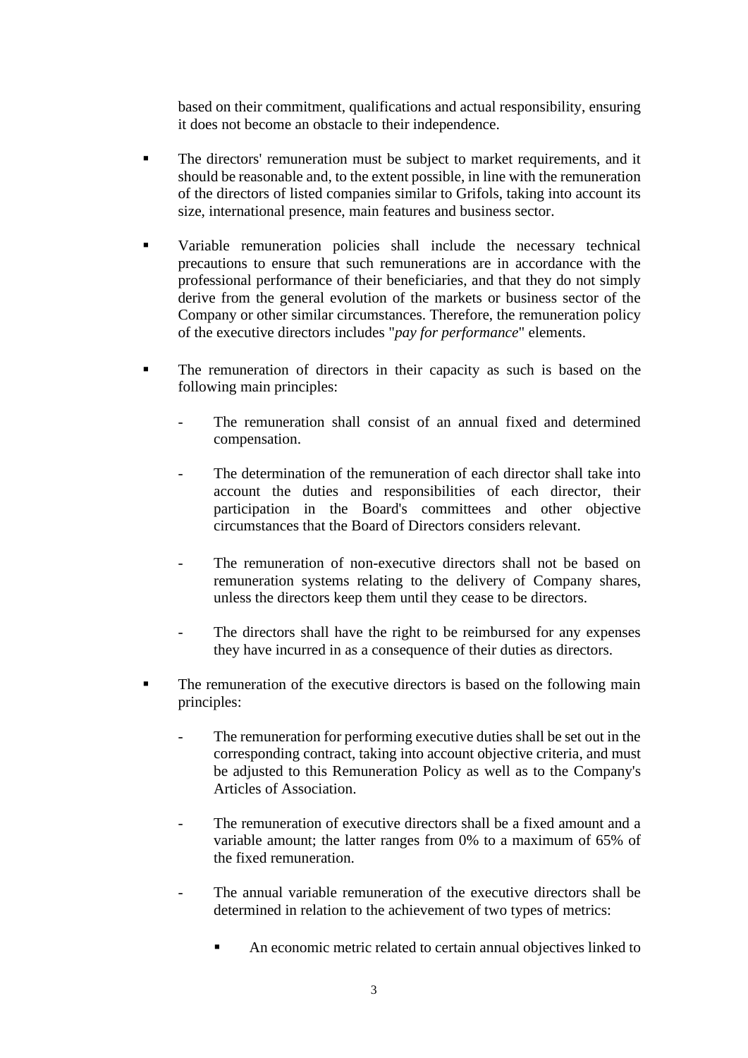based on their commitment, qualifications and actual responsibility, ensuring it does not become an obstacle to their independence.

- The directors' remuneration must be subject to market requirements, and it should be reasonable and, to the extent possible, in line with the remuneration of the directors of listed companies similar to Grifols, taking into account its size, international presence, main features and business sector.

- Variable remuneration policies shall include the necessary technical precautions to ensure that such remunerations are in accordance with the professional performance of their beneficiaries, and that they do not simply derive from the general evolution of the markets or business sector of the Company or other similar circumstances. Therefore, the remuneration policy of the executive directors includes "*pay for performance*" elements.

- The remuneration of directors in their capacity as such is based on the following main principles:

  - The remuneration shall consist of an annual fixed and determined compensation.

  - The determination of the remuneration of each director shall take into account the duties and responsibilities of each director, their participation in the Board's committees and other objective circumstances that the Board of Directors considers relevant.

  - The remuneration of non-executive directors shall not be based on remuneration systems relating to the delivery of Company shares, unless the directors keep them until they cease to be directors.

  - The directors shall have the right to be reimbursed for any expenses they have incurred in as a consequence of their duties as directors.

- The remuneration of the executive directors is based on the following main principles:

  - The remuneration for performing executive duties shall be set out in the corresponding contract, taking into account objective criteria, and must be adjusted to this Remuneration Policy as well as to the Company's Articles of Association.

  - The remuneration of executive directors shall be a fixed amount and a variable amount; the latter ranges from 0% to a maximum of 65% of the fixed remuneration.

  - The annual variable remuneration of the executive directors shall be determined in relation to the achievement of two types of metrics:

    - An economic metric related to certain annual objectives linked to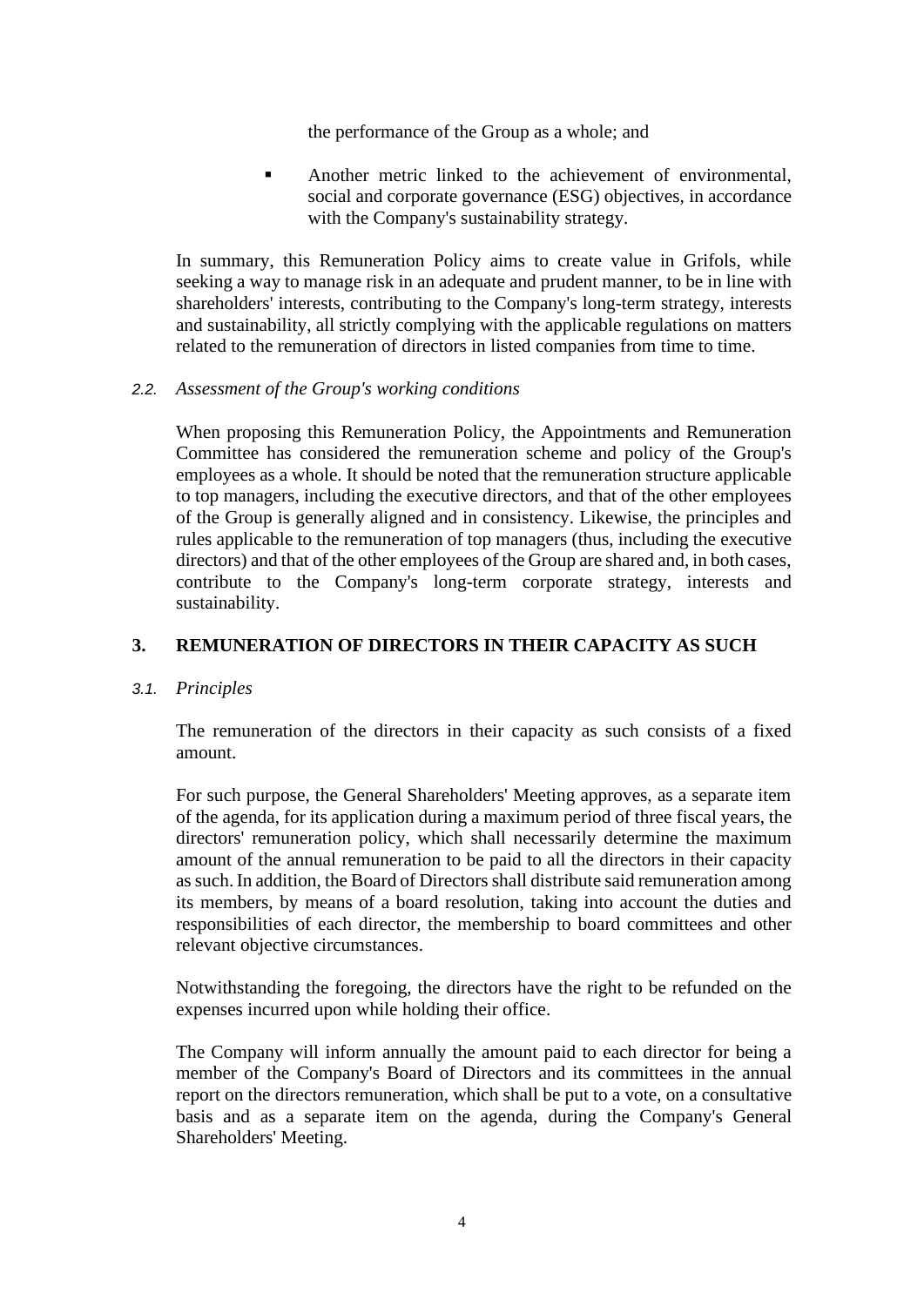the performance of the Group as a whole; and

- Another metric linked to the achievement of environmental, social and corporate governance (ESG) objectives, in accordance with the Company's sustainability strategy.

In summary, this Remuneration Policy aims to create value in Grifols, while seeking a way to manage risk in an adequate and prudent manner, to be in line with shareholders' interests, contributing to the Company's long-term strategy, interests and sustainability, all strictly complying with the applicable regulations on matters related to the remuneration of directors in listed companies from time to time.

### *2.2. Assessment of the Group's working conditions*

When proposing this Remuneration Policy, the Appointments and Remuneration Committee has considered the remuneration scheme and policy of the Group's employees as a whole. It should be noted that the remuneration structure applicable to top managers, including the executive directors, and that of the other employees of the Group is generally aligned and in consistency. Likewise, the principles and rules applicable to the remuneration of top managers (thus, including the executive directors) and that of the other employees of the Group are shared and, in both cases, contribute to the Company's long-term corporate strategy, interests and sustainability.

## 3. REMUNERATION OF DIRECTORS IN THEIR CAPACITY AS SUCH

### *3.1. Principles*

The remuneration of the directors in their capacity as such consists of a fixed amount.

For such purpose, the General Shareholders' Meeting approves, as a separate item of the agenda, for its application during a maximum period of three fiscal years, the directors' remuneration policy, which shall necessarily determine the maximum amount of the annual remuneration to be paid to all the directors in their capacity as such. In addition, the Board of Directors shall distribute said remuneration among its members, by means of a board resolution, taking into account the duties and responsibilities of each director, the membership to board committees and other relevant objective circumstances.

Notwithstanding the foregoing, the directors have the right to be refunded on the expenses incurred upon while holding their office.

The Company will inform annually the amount paid to each director for being a member of the Company's Board of Directors and its committees in the annual report on the directors remuneration, which shall be put to a vote, on a consultative basis and as a separate item on the agenda, during the Company's General Shareholders' Meeting.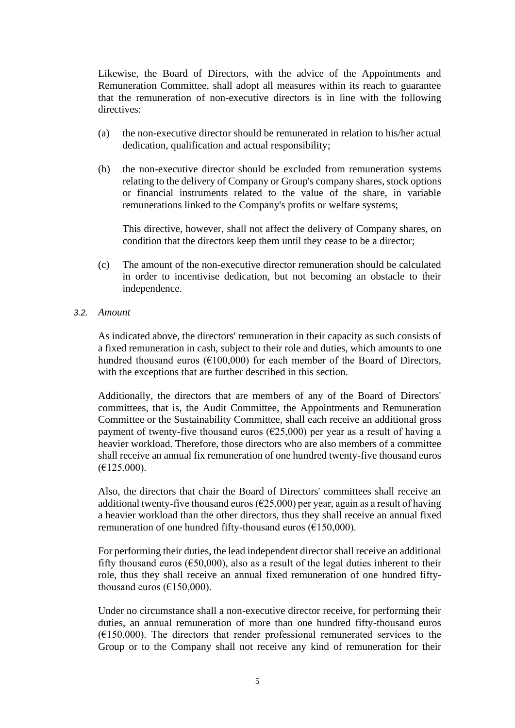Likewise, the Board of Directors, with the advice of the Appointments and Remuneration Committee, shall adopt all measures within its reach to guarantee that the remuneration of non-executive directors is in line with the following directives:

(a) the non-executive director should be remunerated in relation to his/her actual dedication, qualification and actual responsibility;

(b) the non-executive director should be excluded from remuneration systems relating to the delivery of Company or Group's company shares, stock options or financial instruments related to the value of the share, in variable remunerations linked to the Company's profits or welfare systems;

This directive, however, shall not affect the delivery of Company shares, on condition that the directors keep them until they cease to be a director;

(c) The amount of the non-executive director remuneration should be calculated in order to incentivise dedication, but not becoming an obstacle to their independence.

### *3.2. Amount*

As indicated above, the directors' remuneration in their capacity as such consists of a fixed remuneration in cash, subject to their role and duties, which amounts to one hundred thousand euros (€100,000) for each member of the Board of Directors, with the exceptions that are further described in this section.

Additionally, the directors that are members of any of the Board of Directors' committees, that is, the Audit Committee, the Appointments and Remuneration Committee or the Sustainability Committee, shall each receive an additional gross payment of twenty-five thousand euros (€25,000) per year as a result of having a heavier workload. Therefore, those directors who are also members of a committee shall receive an annual fix remuneration of one hundred twenty-five thousand euros (€125,000).

Also, the directors that chair the Board of Directors' committees shall receive an additional twenty-five thousand euros (€25,000) per year, again as a result of having a heavier workload than the other directors, thus they shall receive an annual fixed remuneration of one hundred fifty-thousand euros (€150,000).

For performing their duties, the lead independent director shall receive an additional fifty thousand euros (€50,000), also as a result of the legal duties inherent to their role, thus they shall receive an annual fixed remuneration of one hundred fifty-thousand euros (€150,000).

Under no circumstance shall a non-executive director receive, for performing their duties, an annual remuneration of more than one hundred fifty-thousand euros (€150,000). The directors that render professional remunerated services to the Group or to the Company shall not receive any kind of remuneration for their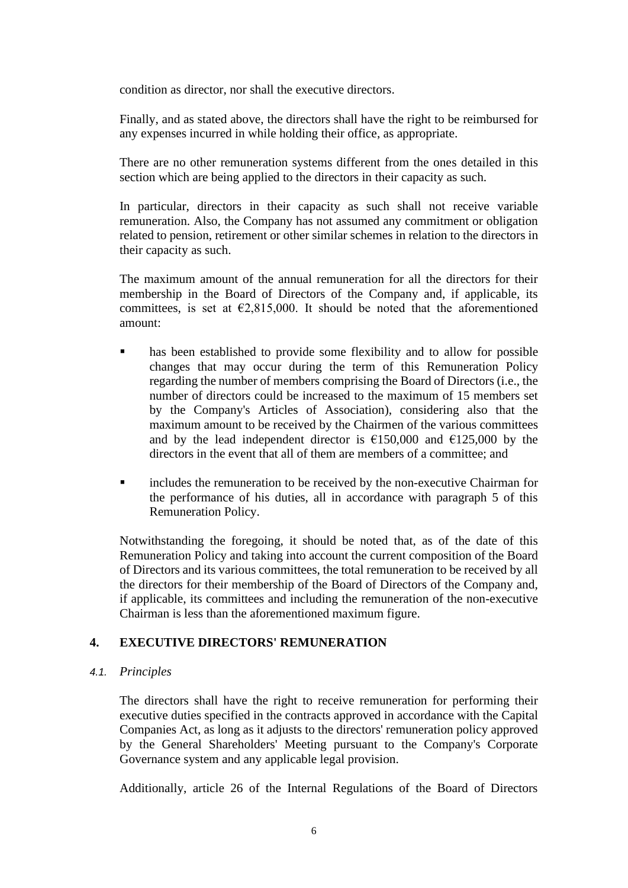condition as director, nor shall the executive directors.

Finally, and as stated above, the directors shall have the right to be reimbursed for any expenses incurred in while holding their office, as appropriate.

There are no other remuneration systems different from the ones detailed in this section which are being applied to the directors in their capacity as such.

In particular, directors in their capacity as such shall not receive variable remuneration. Also, the Company has not assumed any commitment or obligation related to pension, retirement or other similar schemes in relation to the directors in their capacity as such.

The maximum amount of the annual remuneration for all the directors for their membership in the Board of Directors of the Company and, if applicable, its committees, is set at €2,815,000. It should be noted that the aforementioned amount:

- has been established to provide some flexibility and to allow for possible changes that may occur during the term of this Remuneration Policy regarding the number of members comprising the Board of Directors (i.e., the number of directors could be increased to the maximum of 15 members set by the Company's Articles of Association), considering also that the maximum amount to be received by the Chairmen of the various committees and by the lead independent director is €150,000 and €125,000 by the directors in the event that all of them are members of a committee; and
- includes the remuneration to be received by the non-executive Chairman for the performance of his duties, all in accordance with paragraph 5 of this Remuneration Policy.

Notwithstanding the foregoing, it should be noted that, as of the date of this Remuneration Policy and taking into account the current composition of the Board of Directors and its various committees, the total remuneration to be received by all the directors for their membership of the Board of Directors of the Company and, if applicable, its committees and including the remuneration of the non-executive Chairman is less than the aforementioned maximum figure.

## 4. EXECUTIVE DIRECTORS' REMUNERATION

### *4.1. Principles*

The directors shall have the right to receive remuneration for performing their executive duties specified in the contracts approved in accordance with the Capital Companies Act, as long as it adjusts to the directors' remuneration policy approved by the General Shareholders' Meeting pursuant to the Company's Corporate Governance system and any applicable legal provision.

Additionally, article 26 of the Internal Regulations of the Board of Directors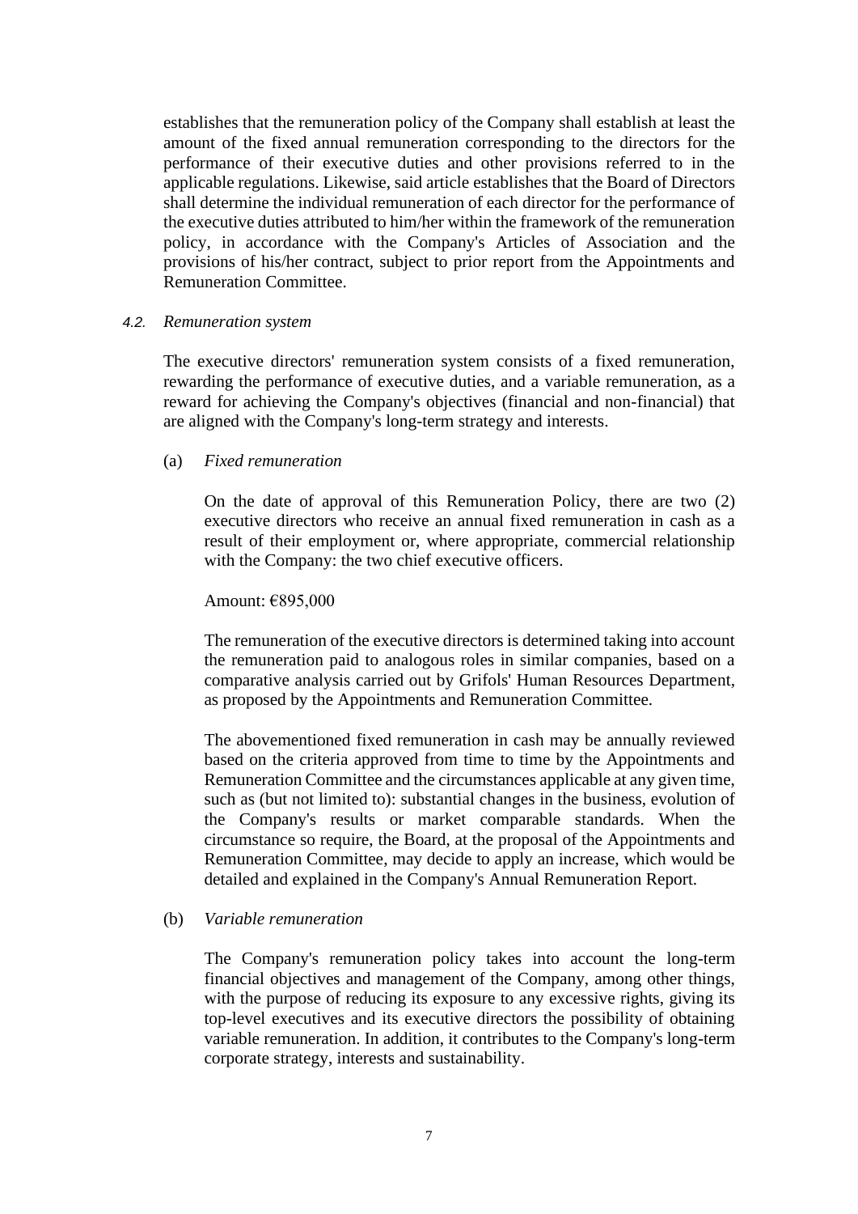establishes that the remuneration policy of the Company shall establish at least the amount of the fixed annual remuneration corresponding to the directors for the performance of their executive duties and other provisions referred to in the applicable regulations. Likewise, said article establishes that the Board of Directors shall determine the individual remuneration of each director for the performance of the executive duties attributed to him/her within the framework of the remuneration policy, in accordance with the Company's Articles of Association and the provisions of his/her contract, subject to prior report from the Appointments and Remuneration Committee.

### *4.2. Remuneration system*

The executive directors' remuneration system consists of a fixed remuneration, rewarding the performance of executive duties, and a variable remuneration, as a reward for achieving the Company's objectives (financial and non-financial) that are aligned with the Company's long-term strategy and interests.

(a) *Fixed remuneration*

On the date of approval of this Remuneration Policy, there are two (2) executive directors who receive an annual fixed remuneration in cash as a result of their employment or, where appropriate, commercial relationship with the Company: the two chief executive officers.

Amount: €895,000

The remuneration of the executive directors is determined taking into account the remuneration paid to analogous roles in similar companies, based on a comparative analysis carried out by Grifols' Human Resources Department, as proposed by the Appointments and Remuneration Committee.

The abovementioned fixed remuneration in cash may be annually reviewed based on the criteria approved from time to time by the Appointments and Remuneration Committee and the circumstances applicable at any given time, such as (but not limited to): substantial changes in the business, evolution of the Company's results or market comparable standards. When the circumstance so require, the Board, at the proposal of the Appointments and Remuneration Committee, may decide to apply an increase, which would be detailed and explained in the Company's Annual Remuneration Report.

(b) *Variable remuneration*

The Company's remuneration policy takes into account the long-term financial objectives and management of the Company, among other things, with the purpose of reducing its exposure to any excessive rights, giving its top-level executives and its executive directors the possibility of obtaining variable remuneration. In addition, it contributes to the Company's long-term corporate strategy, interests and sustainability.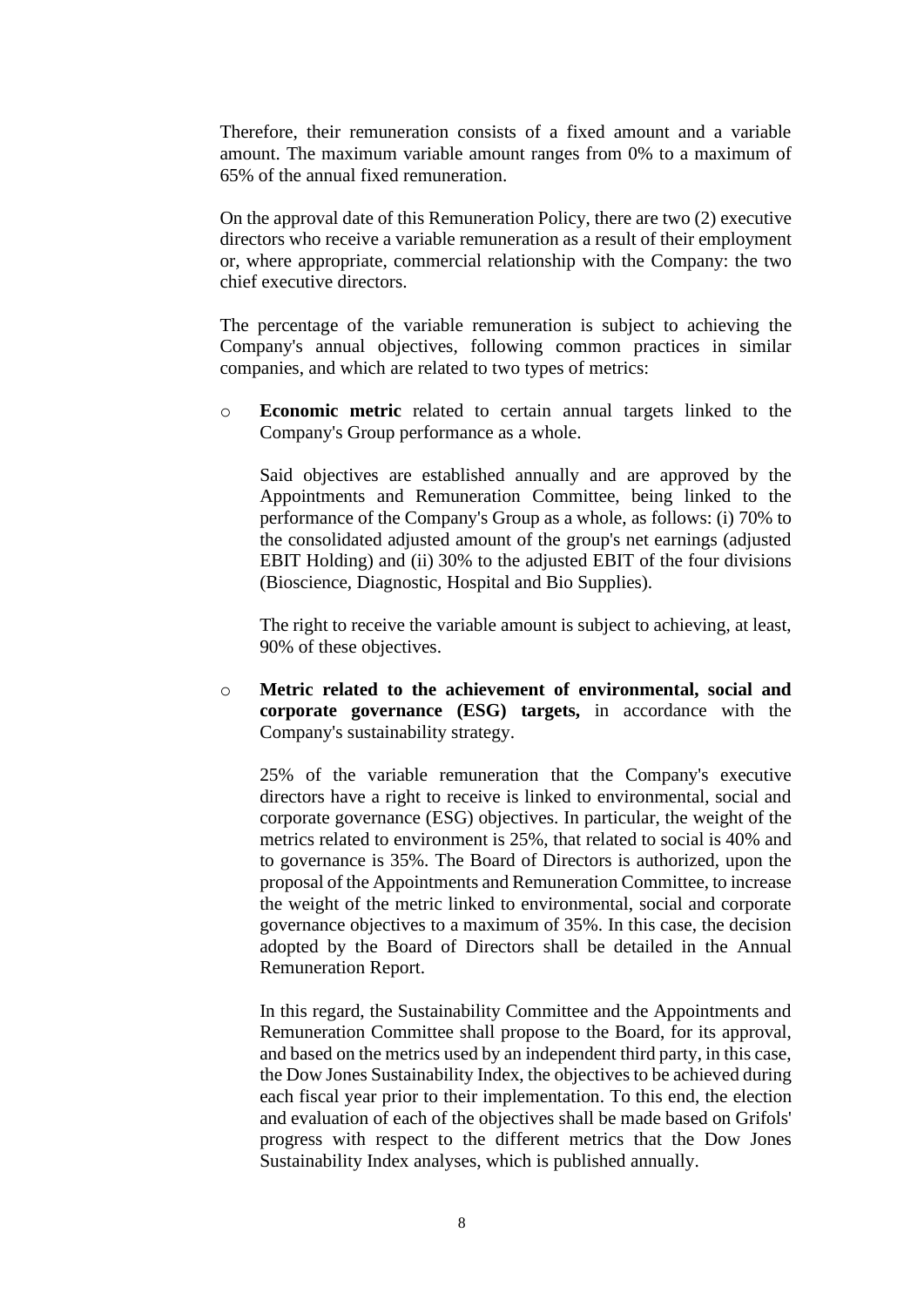Therefore, their remuneration consists of a fixed amount and a variable amount. The maximum variable amount ranges from 0% to a maximum of 65% of the annual fixed remuneration.

On the approval date of this Remuneration Policy, there are two (2) executive directors who receive a variable remuneration as a result of their employment or, where appropriate, commercial relationship with the Company: the two chief executive directors.

The percentage of the variable remuneration is subject to achieving the Company's annual objectives, following common practices in similar companies, and which are related to two types of metrics:

- **Economic metric** related to certain annual targets linked to the Company's Group performance as a whole.

  Said objectives are established annually and are approved by the Appointments and Remuneration Committee, being linked to the performance of the Company's Group as a whole, as follows: (i) 70% to the consolidated adjusted amount of the group's net earnings (adjusted EBIT Holding) and (ii) 30% to the adjusted EBIT of the four divisions (Bioscience, Diagnostic, Hospital and Bio Supplies).

  The right to receive the variable amount is subject to achieving, at least, 90% of these objectives.

- **Metric related to the achievement of environmental, social and corporate governance (ESG) targets,** in accordance with the Company's sustainability strategy.

  25% of the variable remuneration that the Company's executive directors have a right to receive is linked to environmental, social and corporate governance (ESG) objectives. In particular, the weight of the metrics related to environment is 25%, that related to social is 40% and to governance is 35%. The Board of Directors is authorized, upon the proposal of the Appointments and Remuneration Committee, to increase the weight of the metric linked to environmental, social and corporate governance objectives to a maximum of 35%. In this case, the decision adopted by the Board of Directors shall be detailed in the Annual Remuneration Report.

  In this regard, the Sustainability Committee and the Appointments and Remuneration Committee shall propose to the Board, for its approval, and based on the metrics used by an independent third party, in this case, the Dow Jones Sustainability Index, the objectives to be achieved during each fiscal year prior to their implementation. To this end, the election and evaluation of each of the objectives shall be made based on Grifols' progress with respect to the different metrics that the Dow Jones Sustainability Index analyses, which is published annually.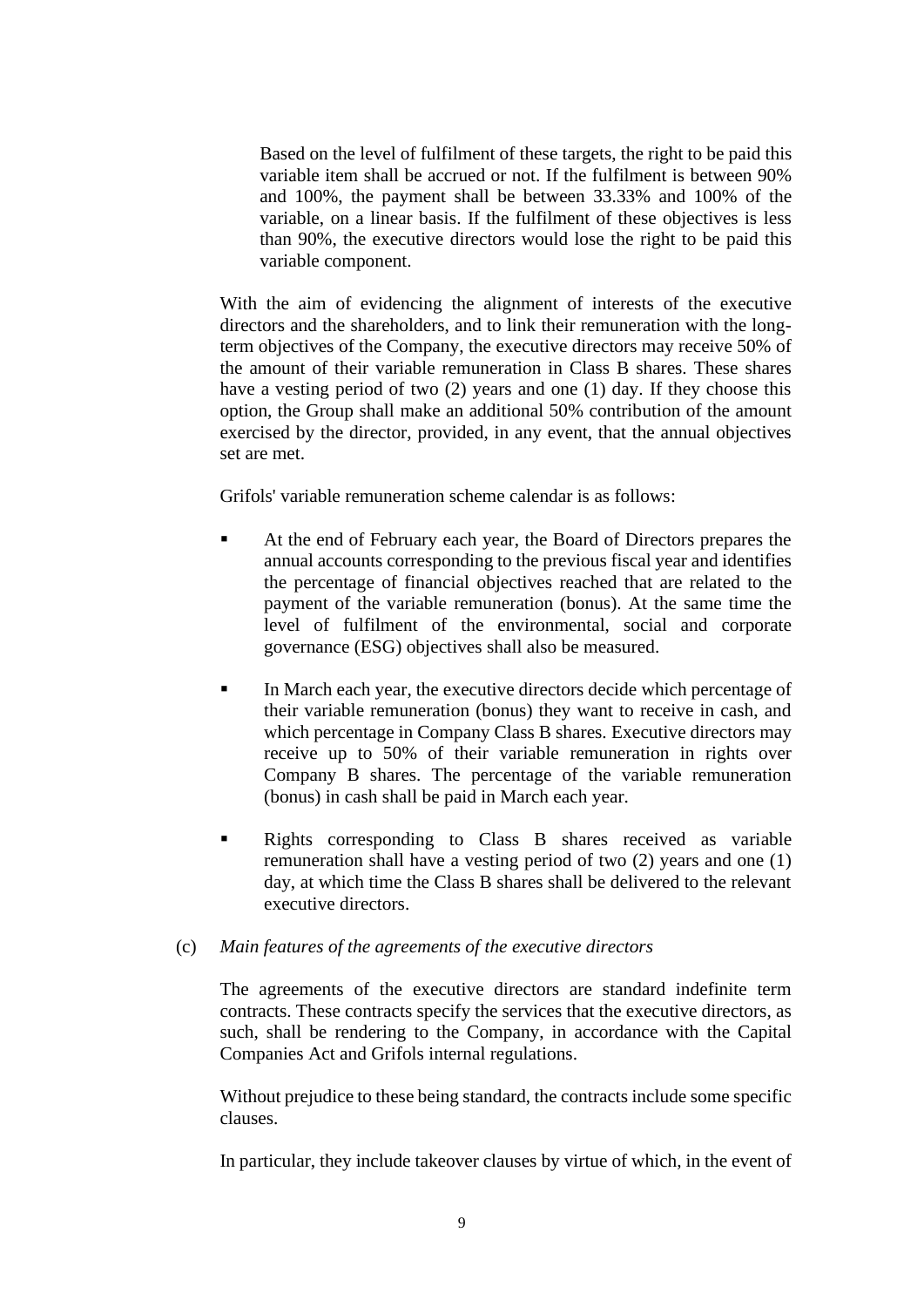Based on the level of fulfilment of these targets, the right to be paid this variable item shall be accrued or not. If the fulfilment is between 90% and 100%, the payment shall be between 33.33% and 100% of the variable, on a linear basis. If the fulfilment of these objectives is less than 90%, the executive directors would lose the right to be paid this variable component.

With the aim of evidencing the alignment of interests of the executive directors and the shareholders, and to link their remuneration with the long-term objectives of the Company, the executive directors may receive 50% of the amount of their variable remuneration in Class B shares. These shares have a vesting period of two (2) years and one (1) day. If they choose this option, the Group shall make an additional 50% contribution of the amount exercised by the director, provided, in any event, that the annual objectives set are met.

Grifols' variable remuneration scheme calendar is as follows:

- At the end of February each year, the Board of Directors prepares the annual accounts corresponding to the previous fiscal year and identifies the percentage of financial objectives reached that are related to the payment of the variable remuneration (bonus). At the same time the level of fulfilment of the environmental, social and corporate governance (ESG) objectives shall also be measured.
- In March each year, the executive directors decide which percentage of their variable remuneration (bonus) they want to receive in cash, and which percentage in Company Class B shares. Executive directors may receive up to 50% of their variable remuneration in rights over Company B shares. The percentage of the variable remuneration (bonus) in cash shall be paid in March each year.
- Rights corresponding to Class B shares received as variable remuneration shall have a vesting period of two (2) years and one (1) day, at which time the Class B shares shall be delivered to the relevant executive directors.

(c) *Main features of the agreements of the executive directors*

The agreements of the executive directors are standard indefinite term contracts. These contracts specify the services that the executive directors, as such, shall be rendering to the Company, in accordance with the Capital Companies Act and Grifols internal regulations.

Without prejudice to these being standard, the contracts include some specific clauses.

In particular, they include takeover clauses by virtue of which, in the event of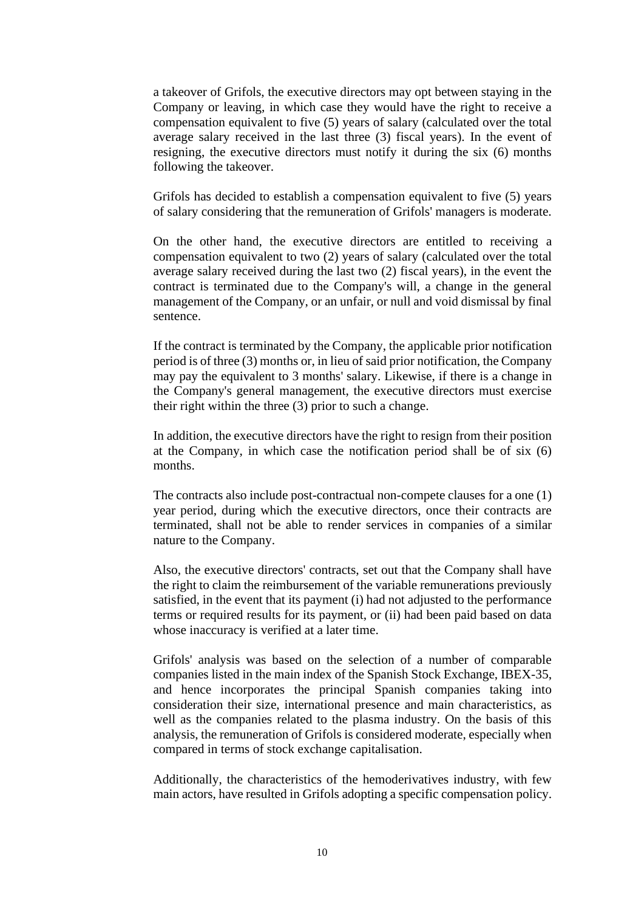a takeover of Grifols, the executive directors may opt between staying in the Company or leaving, in which case they would have the right to receive a compensation equivalent to five (5) years of salary (calculated over the total average salary received in the last three (3) fiscal years). In the event of resigning, the executive directors must notify it during the six (6) months following the takeover.

Grifols has decided to establish a compensation equivalent to five (5) years of salary considering that the remuneration of Grifols' managers is moderate.

On the other hand, the executive directors are entitled to receiving a compensation equivalent to two (2) years of salary (calculated over the total average salary received during the last two (2) fiscal years), in the event the contract is terminated due to the Company's will, a change in the general management of the Company, or an unfair, or null and void dismissal by final sentence.

If the contract is terminated by the Company, the applicable prior notification period is of three (3) months or, in lieu of said prior notification, the Company may pay the equivalent to 3 months' salary. Likewise, if there is a change in the Company's general management, the executive directors must exercise their right within the three (3) prior to such a change.

In addition, the executive directors have the right to resign from their position at the Company, in which case the notification period shall be of six (6) months.

The contracts also include post-contractual non-compete clauses for a one (1) year period, during which the executive directors, once their contracts are terminated, shall not be able to render services in companies of a similar nature to the Company.

Also, the executive directors' contracts, set out that the Company shall have the right to claim the reimbursement of the variable remunerations previously satisfied, in the event that its payment (i) had not adjusted to the performance terms or required results for its payment, or (ii) had been paid based on data whose inaccuracy is verified at a later time.

Grifols' analysis was based on the selection of a number of comparable companies listed in the main index of the Spanish Stock Exchange, IBEX-35, and hence incorporates the principal Spanish companies taking into consideration their size, international presence and main characteristics, as well as the companies related to the plasma industry. On the basis of this analysis, the remuneration of Grifols is considered moderate, especially when compared in terms of stock exchange capitalisation.

Additionally, the characteristics of the hemoderivatives industry, with few main actors, have resulted in Grifols adopting a specific compensation policy.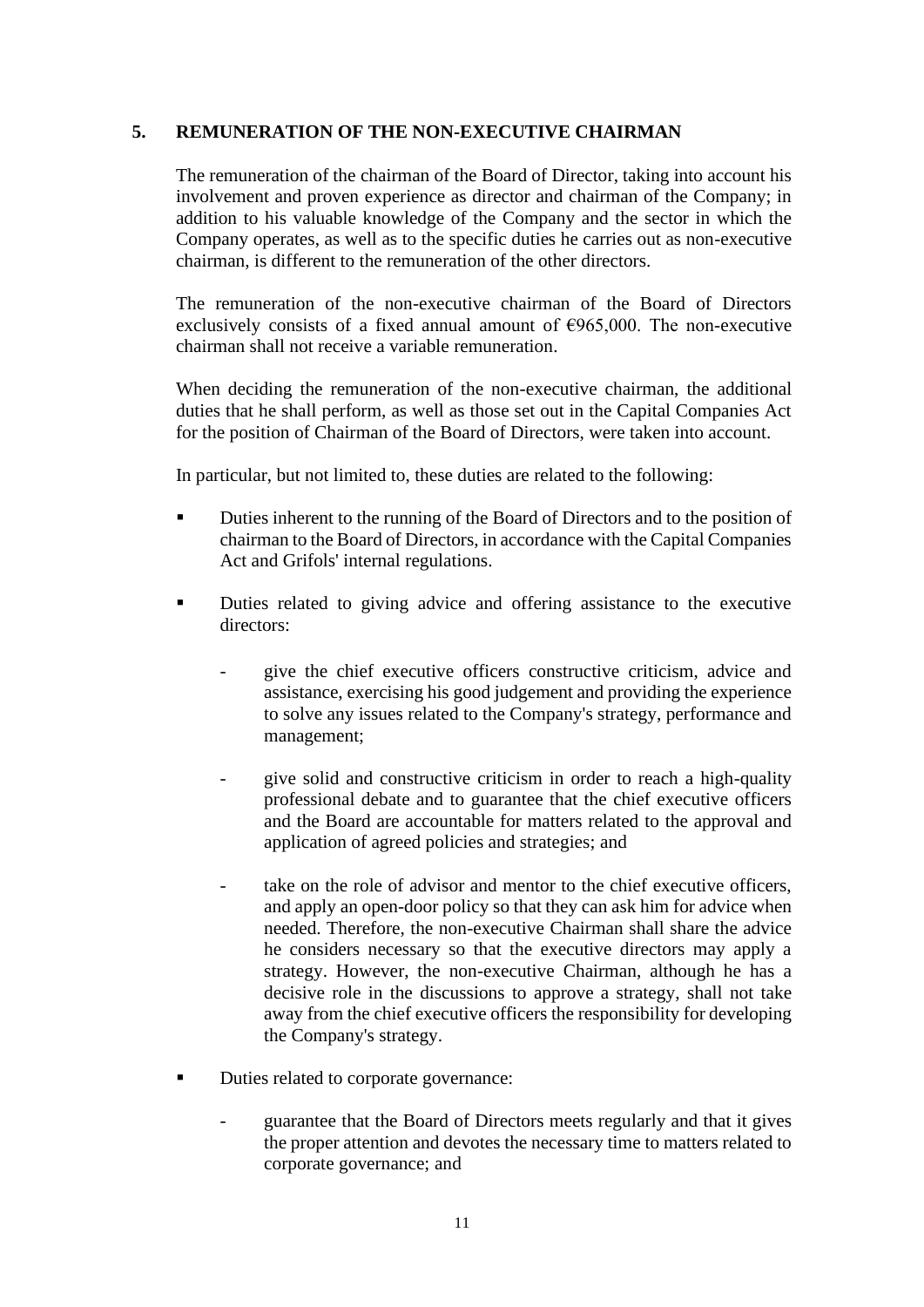## 5. REMUNERATION OF THE NON-EXECUTIVE CHAIRMAN

The remuneration of the chairman of the Board of Director, taking into account his involvement and proven experience as director and chairman of the Company; in addition to his valuable knowledge of the Company and the sector in which the Company operates, as well as to the specific duties he carries out as non-executive chairman, is different to the remuneration of the other directors.

The remuneration of the non-executive chairman of the Board of Directors exclusively consists of a fixed annual amount of €965,000. The non-executive chairman shall not receive a variable remuneration.

When deciding the remuneration of the non-executive chairman, the additional duties that he shall perform, as well as those set out in the Capital Companies Act for the position of Chairman of the Board of Directors, were taken into account.

In particular, but not limited to, these duties are related to the following:

- Duties inherent to the running of the Board of Directors and to the position of chairman to the Board of Directors, in accordance with the Capital Companies Act and Grifols' internal regulations.
- Duties related to giving advice and offering assistance to the executive directors:
  - give the chief executive officers constructive criticism, advice and assistance, exercising his good judgement and providing the experience to solve any issues related to the Company's strategy, performance and management;
  - give solid and constructive criticism in order to reach a high-quality professional debate and to guarantee that the chief executive officers and the Board are accountable for matters related to the approval and application of agreed policies and strategies; and
  - take on the role of advisor and mentor to the chief executive officers, and apply an open-door policy so that they can ask him for advice when needed. Therefore, the non-executive Chairman shall share the advice he considers necessary so that the executive directors may apply a strategy. However, the non-executive Chairman, although he has a decisive role in the discussions to approve a strategy, shall not take away from the chief executive officers the responsibility for developing the Company's strategy.
- Duties related to corporate governance:
  - guarantee that the Board of Directors meets regularly and that it gives the proper attention and devotes the necessary time to matters related to corporate governance; and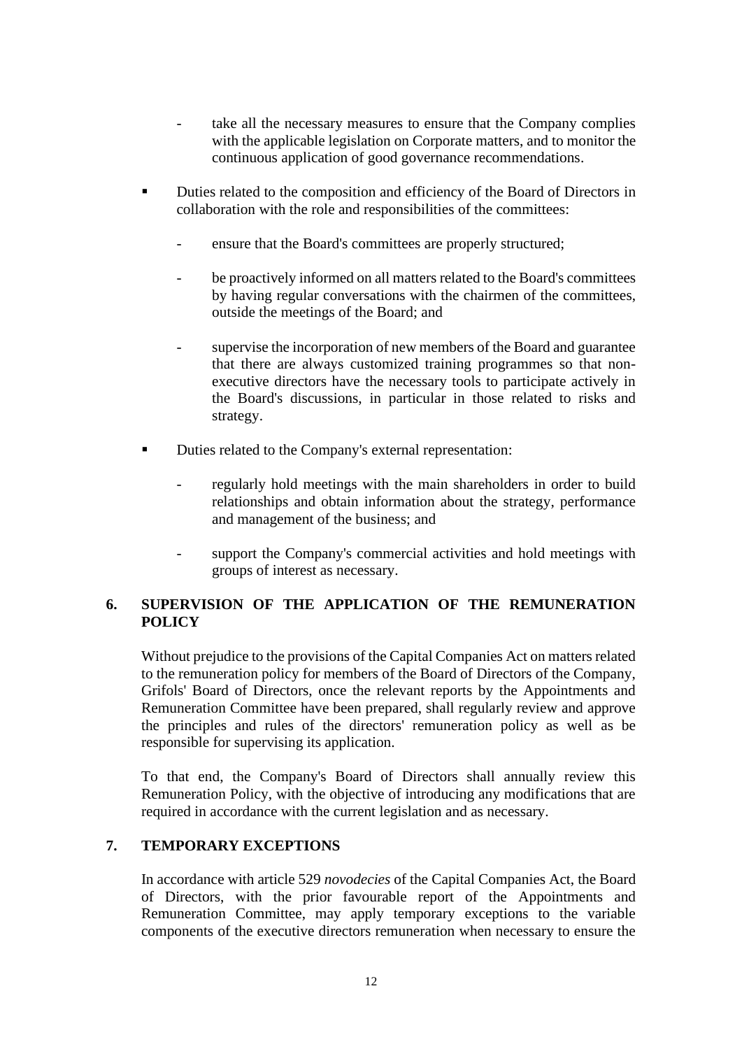- take all the necessary measures to ensure that the Company complies with the applicable legislation on Corporate matters, and to monitor the continuous application of good governance recommendations.

- Duties related to the composition and efficiency of the Board of Directors in collaboration with the role and responsibilities of the committees:

  - ensure that the Board's committees are properly structured;

  - be proactively informed on all matters related to the Board's committees by having regular conversations with the chairmen of the committees, outside the meetings of the Board; and

  - supervise the incorporation of new members of the Board and guarantee that there are always customized training programmes so that non-executive directors have the necessary tools to participate actively in the Board's discussions, in particular in those related to risks and strategy.

- Duties related to the Company's external representation:

  - regularly hold meetings with the main shareholders in order to build relationships and obtain information about the strategy, performance and management of the business; and

  - support the Company's commercial activities and hold meetings with groups of interest as necessary.

## 6. SUPERVISION OF THE APPLICATION OF THE REMUNERATION POLICY

Without prejudice to the provisions of the Capital Companies Act on matters related to the remuneration policy for members of the Board of Directors of the Company, Grifols' Board of Directors, once the relevant reports by the Appointments and Remuneration Committee have been prepared, shall regularly review and approve the principles and rules of the directors' remuneration policy as well as be responsible for supervising its application.

To that end, the Company's Board of Directors shall annually review this Remuneration Policy, with the objective of introducing any modifications that are required in accordance with the current legislation and as necessary.

## 7. TEMPORARY EXCEPTIONS

In accordance with article 529 *novodecies* of the Capital Companies Act, the Board of Directors, with the prior favourable report of the Appointments and Remuneration Committee, may apply temporary exceptions to the variable components of the executive directors remuneration when necessary to ensure the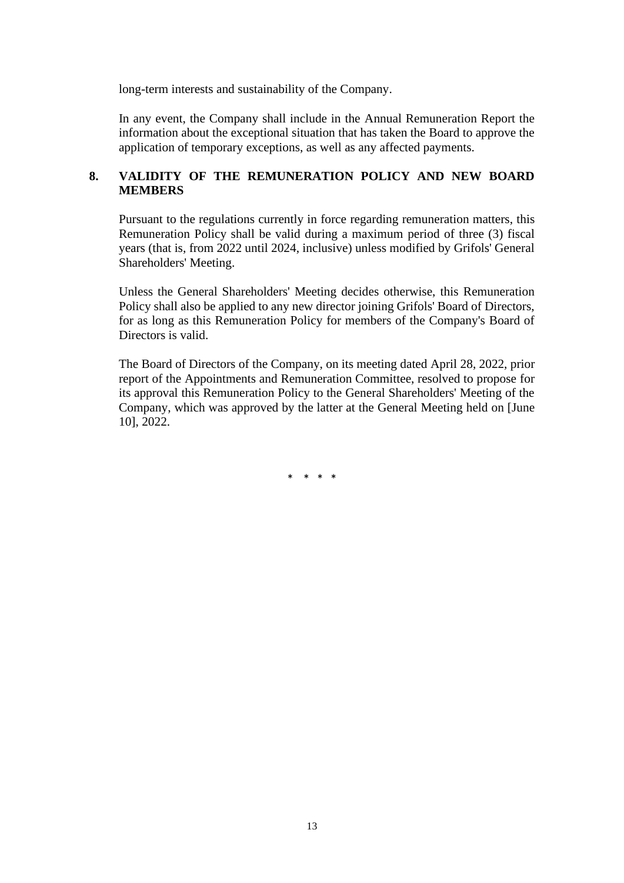long-term interests and sustainability of the Company.

In any event, the Company shall include in the Annual Remuneration Report the information about the exceptional situation that has taken the Board to approve the application of temporary exceptions, as well as any affected payments.

## 8. VALIDITY OF THE REMUNERATION POLICY AND NEW BOARD MEMBERS

Pursuant to the regulations currently in force regarding remuneration matters, this Remuneration Policy shall be valid during a maximum period of three (3) fiscal years (that is, from 2022 until 2024, inclusive) unless modified by Grifols' General Shareholders' Meeting.

Unless the General Shareholders' Meeting decides otherwise, this Remuneration Policy shall also be applied to any new director joining Grifols' Board of Directors, for as long as this Remuneration Policy for members of the Company's Board of Directors is valid.

The Board of Directors of the Company, on its meeting dated April 28, 2022, prior report of the Appointments and Remuneration Committee, resolved to propose for its approval this Remuneration Policy to the General Shareholders' Meeting of the Company, which was approved by the latter at the General Meeting held on [June 10], 2022.

\* \* \* \*